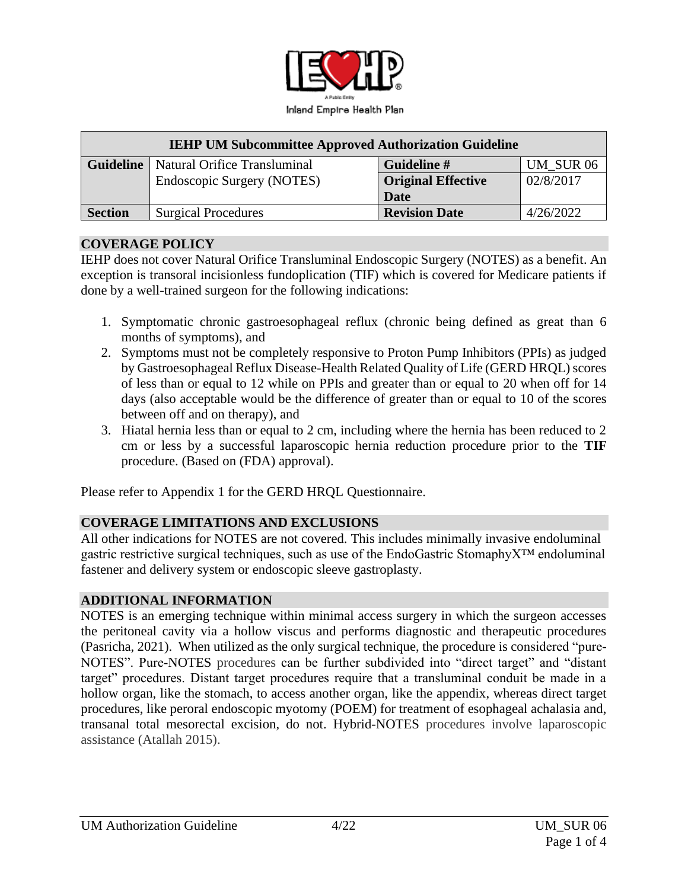Inland Empire Health Plan

| IEHP UM Subcommittee Approved Authorization Guideline | | | |
|---|---|---|---|
| **Guideline** | Natural Orifice Transluminal Endoscopic Surgery (NOTES) | **Guideline #** | UM_SUR 06 |
| | | **Original Effective Date** | 02/8/2017 |
| **Section** | Surgical Procedures | **Revision Date** | 4/26/2022 |

## COVERAGE POLICY

IEHP does not cover Natural Orifice Transluminal Endoscopic Surgery (NOTES) as a benefit. An exception is transoral incisionless fundoplication (TIF) which is covered for Medicare patients if done by a well-trained surgeon for the following indications:

1. Symptomatic chronic gastroesophageal reflux (chronic being defined as great than 6 months of symptoms), and
2. Symptoms must not be completely responsive to Proton Pump Inhibitors (PPIs) as judged by Gastroesophageal Reflux Disease-Health Related Quality of Life (GERD HRQL) scores of less than or equal to 12 while on PPIs and greater than or equal to 20 when off for 14 days (also acceptable would be the difference of greater than or equal to 10 of the scores between off and on therapy), and
3. Hiatal hernia less than or equal to 2 cm, including where the hernia has been reduced to 2 cm or less by a successful laparoscopic hernia reduction procedure prior to the **TIF** procedure. (Based on (FDA) approval).

Please refer to Appendix 1 for the GERD HRQL Questionnaire.

## COVERAGE LIMITATIONS AND EXCLUSIONS

All other indications for NOTES are not covered. This includes minimally invasive endoluminal gastric restrictive surgical techniques, such as use of the EndoGastric StomaphyX™ endoluminal fastener and delivery system or endoscopic sleeve gastroplasty.

## ADDITIONAL INFORMATION

NOTES is an emerging technique within minimal access surgery in which the surgeon accesses the peritoneal cavity via a hollow viscus and performs diagnostic and therapeutic procedures (Pasricha, 2021). When utilized as the only surgical technique, the procedure is considered "pure-NOTES". Pure-NOTES procedures can be further subdivided into "direct target" and "distant target" procedures. Distant target procedures require that a transluminal conduit be made in a hollow organ, like the stomach, to access another organ, like the appendix, whereas direct target procedures, like peroral endoscopic myotomy (POEM) for treatment of esophageal achalasia and, transanal total mesorectal excision, do not. Hybrid-NOTES procedures involve laparoscopic assistance (Atallah 2015).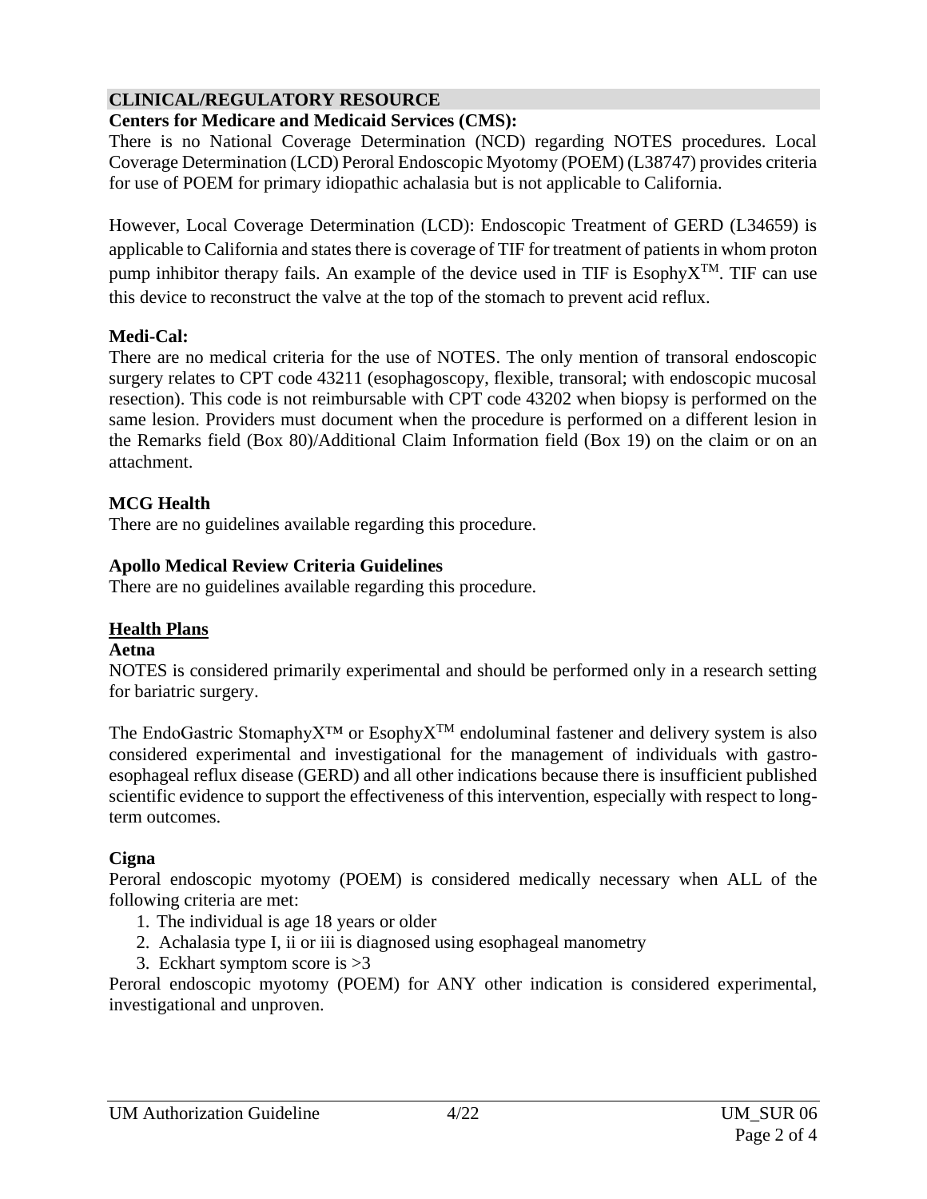## CLINICAL/REGULATORY RESOURCE

**Centers for Medicare and Medicaid Services (CMS):**

There is no National Coverage Determination (NCD) regarding NOTES procedures. Local Coverage Determination (LCD) Peroral Endoscopic Myotomy (POEM) (L38747) provides criteria for use of POEM for primary idiopathic achalasia but is not applicable to California.

However, Local Coverage Determination (LCD): Endoscopic Treatment of GERD (L34659) is applicable to California and states there is coverage of TIF for treatment of patients in whom proton pump inhibitor therapy fails. An example of the device used in TIF is EsophyX™. TIF can use this device to reconstruct the valve at the top of the stomach to prevent acid reflux.

**Medi-Cal:**

There are no medical criteria for the use of NOTES. The only mention of transoral endoscopic surgery relates to CPT code 43211 (esophagoscopy, flexible, transoral; with endoscopic mucosal resection). This code is not reimbursable with CPT code 43202 when biopsy is performed on the same lesion. Providers must document when the procedure is performed on a different lesion in the Remarks field (Box 80)/Additional Claim Information field (Box 19) on the claim or on an attachment.

**MCG Health**

There are no guidelines available regarding this procedure.

**Apollo Medical Review Criteria Guidelines**

There are no guidelines available regarding this procedure.

**Health Plans**

**Aetna**

NOTES is considered primarily experimental and should be performed only in a research setting for bariatric surgery.

The EndoGastric StomaphyX™ or EsophyX™ endoluminal fastener and delivery system is also considered experimental and investigational for the management of individuals with gastro-esophageal reflux disease (GERD) and all other indications because there is insufficient published scientific evidence to support the effectiveness of this intervention, especially with respect to long-term outcomes.

**Cigna**

Peroral endoscopic myotomy (POEM) is considered medically necessary when ALL of the following criteria are met:

1. The individual is age 18 years or older
2. Achalasia type I, ii or iii is diagnosed using esophageal manometry
3. Eckhart symptom score is >3

Peroral endoscopic myotomy (POEM) for ANY other indication is considered experimental, investigational and unproven.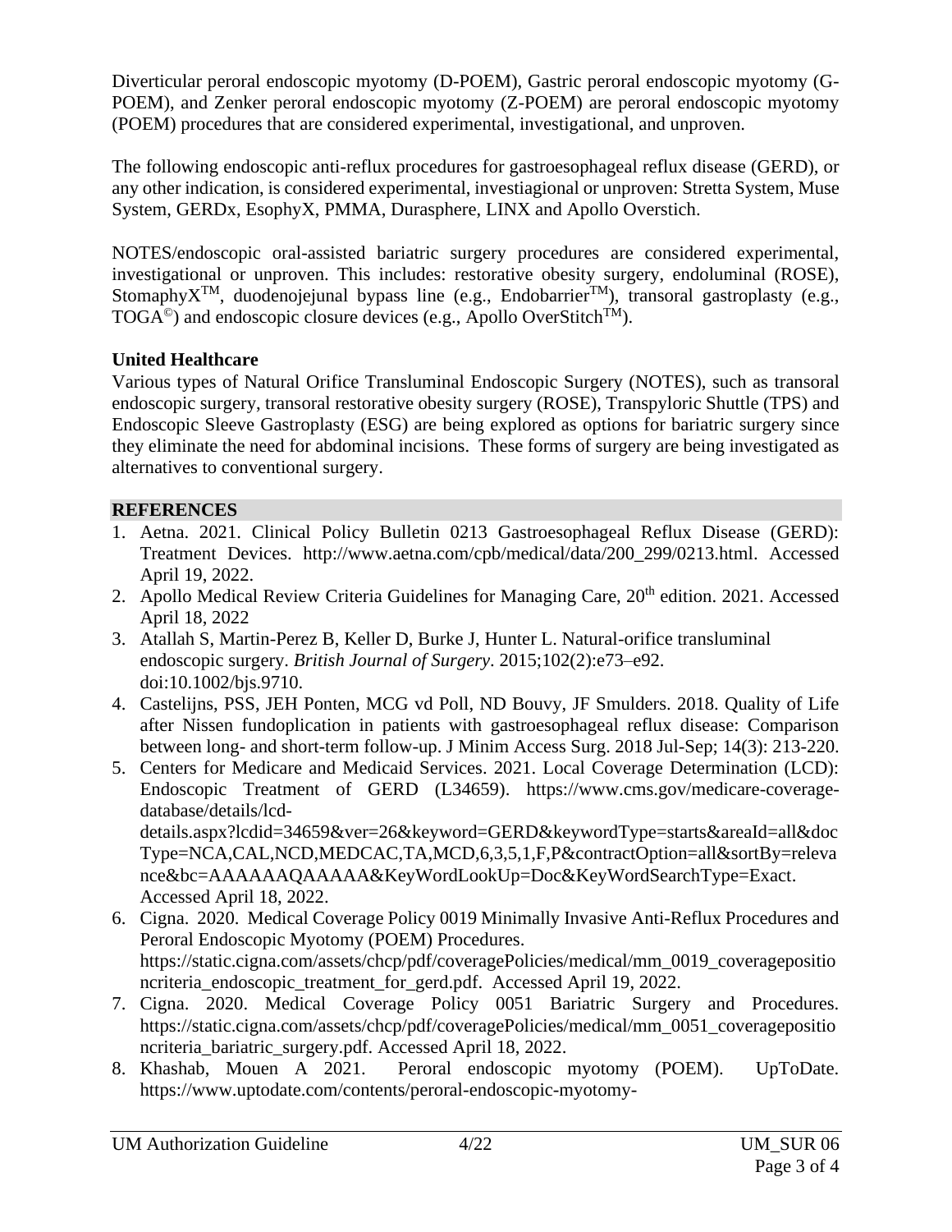Diverticular peroral endoscopic myotomy (D-POEM), Gastric peroral endoscopic myotomy (G-POEM), and Zenker peroral endoscopic myotomy (Z-POEM) are peroral endoscopic myotomy (POEM) procedures that are considered experimental, investigational, and unproven.

The following endoscopic anti-reflux procedures for gastroesophageal reflux disease (GERD), or any other indication, is considered experimental, investiagional or unproven: Stretta System, Muse System, GERDx, EsophyX, PMMA, Durasphere, LINX and Apollo Overstich.

NOTES/endoscopic oral-assisted bariatric surgery procedures are considered experimental, investigational or unproven. This includes: restorative obesity surgery, endoluminal (ROSE), StomaphyX™, duodenojejunal bypass line (e.g., Endobarrier™), transoral gastroplasty (e.g., TOGA©) and endoscopic closure devices (e.g., Apollo OverStitch™).

**United Healthcare**

Various types of Natural Orifice Transluminal Endoscopic Surgery (NOTES), such as transoral endoscopic surgery, transoral restorative obesity surgery (ROSE), Transpyloric Shuttle (TPS) and Endoscopic Sleeve Gastroplasty (ESG) are being explored as options for bariatric surgery since they eliminate the need for abdominal incisions. These forms of surgery are being investigated as alternatives to conventional surgery.

## REFERENCES

1. Aetna. 2021. Clinical Policy Bulletin 0213 Gastroesophageal Reflux Disease (GERD): Treatment Devices. http://www.aetna.com/cpb/medical/data/200_299/0213.html. Accessed April 19, 2022.
2. Apollo Medical Review Criteria Guidelines for Managing Care, 20th edition. 2021. Accessed April 18, 2022
3. Atallah S, Martin-Perez B, Keller D, Burke J, Hunter L. Natural-orifice transluminal endoscopic surgery. *British Journal of Surgery*. 2015;102(2):e73–e92. doi:10.1002/bjs.9710.
4. Castelijns, PSS, JEH Ponten, MCG vd Poll, ND Bouvy, JF Smulders. 2018. Quality of Life after Nissen fundoplication in patients with gastroesophageal reflux disease: Comparison between long- and short-term follow-up. J Minim Access Surg. 2018 Jul-Sep; 14(3): 213-220.
5. Centers for Medicare and Medicaid Services. 2021. Local Coverage Determination (LCD): Endoscopic Treatment of GERD (L34659). https://www.cms.gov/medicare-coverage-database/details/lcd-details.aspx?lcdid=34659&ver=26&keyword=GERD&keywordType=starts&areaId=all&docType=NCA,CAL,NCD,MEDCAC,TA,MCD,6,3,5,1,F,P&contractOption=all&sortBy=relevance&bc=AAAAAAQAAAAA&KeyWordLookUp=Doc&KeyWordSearchType=Exact. Accessed April 18, 2022.
6. Cigna. 2020. Medical Coverage Policy 0019 Minimally Invasive Anti-Reflux Procedures and Peroral Endoscopic Myotomy (POEM) Procedures. https://static.cigna.com/assets/chcp/pdf/coveragePolicies/medical/mm_0019_coveragepositioncriteria_endoscopic_treatment_for_gerd.pdf. Accessed April 19, 2022.
7. Cigna. 2020. Medical Coverage Policy 0051 Bariatric Surgery and Procedures. https://static.cigna.com/assets/chcp/pdf/coveragePolicies/medical/mm_0051_coveragepositioncriteria_bariatric_surgery.pdf. Accessed April 18, 2022.
8. Khashab, Mouen A 2021. Peroral endoscopic myotomy (POEM). UpToDate. https://www.uptodate.com/contents/peroral-endoscopic-myotomy-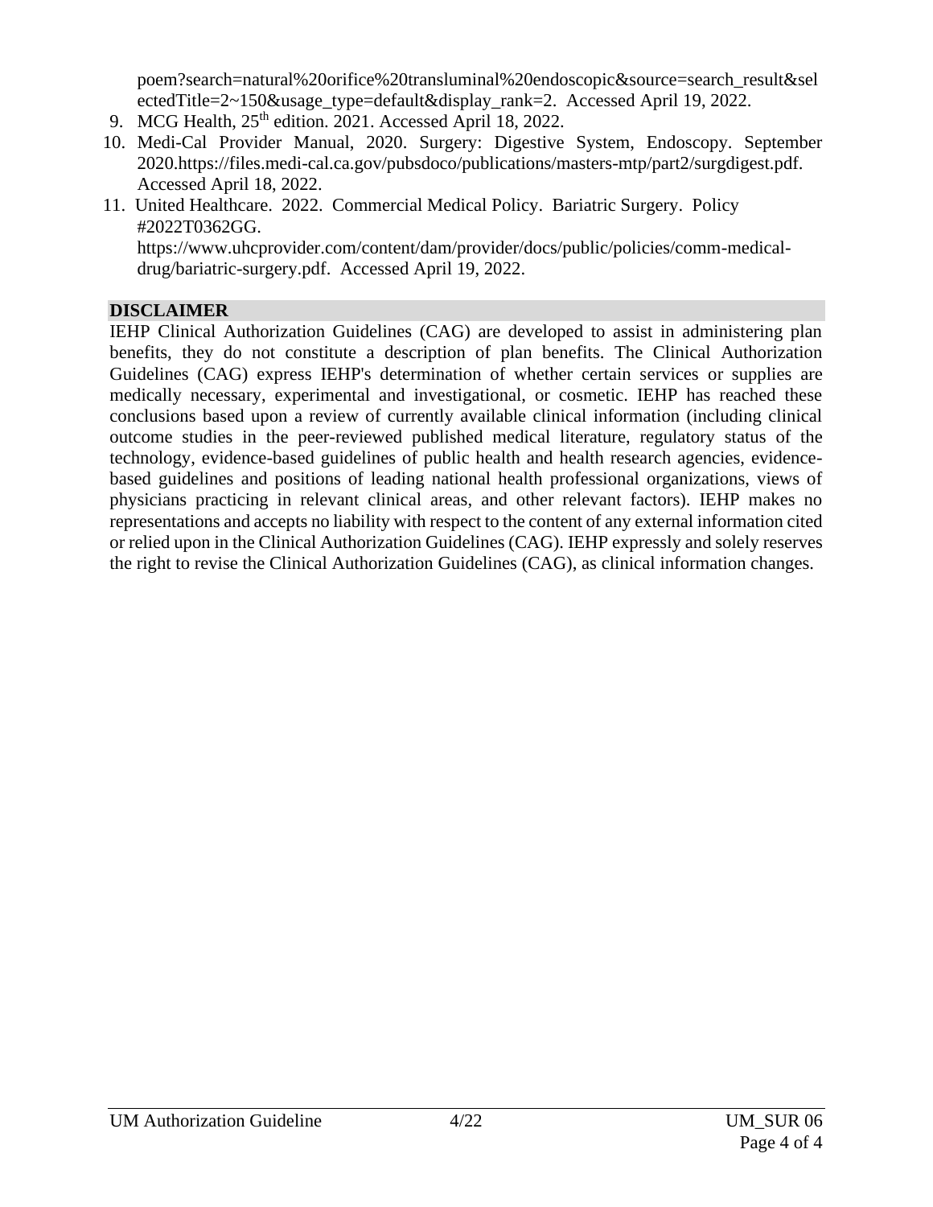poem?search=natural%20orifice%20transluminal%20endoscopic&source=search_result&selectedTitle=2~150&usage_type=default&display_rank=2. Accessed April 19, 2022.

9. MCG Health, 25th edition. 2021. Accessed April 18, 2022.
10. Medi-Cal Provider Manual, 2020. Surgery: Digestive System, Endoscopy. September 2020.https://files.medi-cal.ca.gov/pubsdoco/publications/masters-mtp/part2/surgdigest.pdf. Accessed April 18, 2022.
11. United Healthcare. 2022. Commercial Medical Policy. Bariatric Surgery. Policy #2022T0362GG. https://www.uhcprovider.com/content/dam/provider/docs/public/policies/comm-medical-drug/bariatric-surgery.pdf. Accessed April 19, 2022.

## DISCLAIMER

IEHP Clinical Authorization Guidelines (CAG) are developed to assist in administering plan benefits, they do not constitute a description of plan benefits. The Clinical Authorization Guidelines (CAG) express IEHP's determination of whether certain services or supplies are medically necessary, experimental and investigational, or cosmetic. IEHP has reached these conclusions based upon a review of currently available clinical information (including clinical outcome studies in the peer-reviewed published medical literature, regulatory status of the technology, evidence-based guidelines of public health and health research agencies, evidence-based guidelines and positions of leading national health professional organizations, views of physicians practicing in relevant clinical areas, and other relevant factors). IEHP makes no representations and accepts no liability with respect to the content of any external information cited or relied upon in the Clinical Authorization Guidelines (CAG). IEHP expressly and solely reserves the right to revise the Clinical Authorization Guidelines (CAG), as clinical information changes.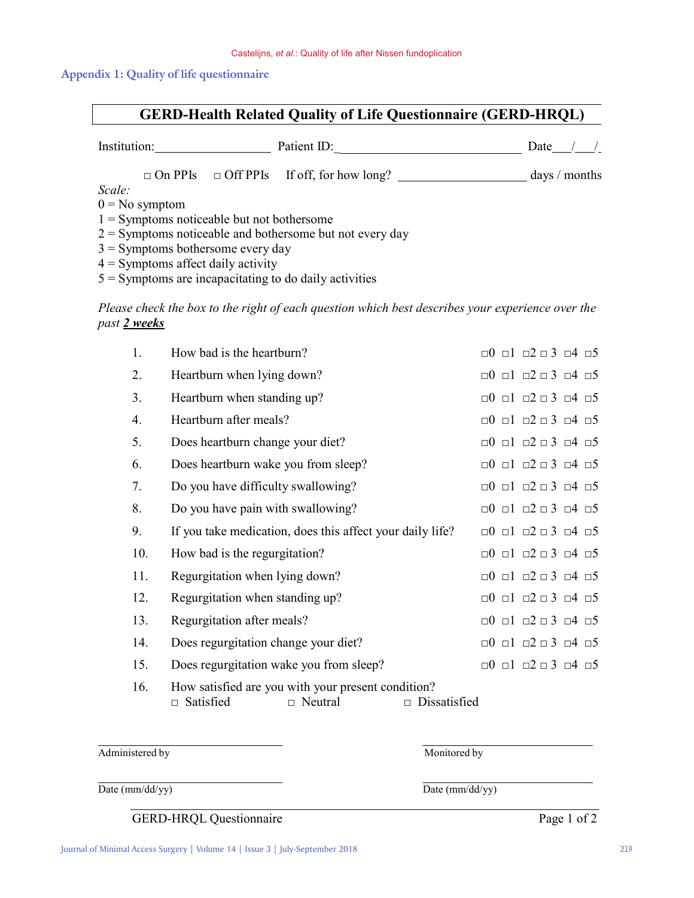## Appendix 1: Quality of life questionnaire

### GERD-Health Related Quality of Life Questionnaire (GERD-HRQL)

Institution:__________________ Patient ID:_____________________________ Date___/___/

□ On PPIs □ Off PPIs If off, for how long? ____________________ days / months

*Scale:*

0 = No symptom
1 = Symptoms noticeable but not bothersome
2 = Symptoms noticeable and bothersome but not every day
3 = Symptoms bothersome every day
4 = Symptoms affect daily activity
5 = Symptoms are incapacitating to do daily activities

*Please check the box to the right of each question which best describes your experience over the past **2 weeks***

| | | |
|---|---|---|
| 1. | How bad is the heartburn? | □0 □1 □2 □ 3 □4 □5 |
| 2. | Heartburn when lying down? | □0 □1 □2 □ 3 □4 □5 |
| 3. | Heartburn when standing up? | □0 □1 □2 □ 3 □4 □5 |
| 4. | Heartburn after meals? | □0 □1 □2 □ 3 □4 □5 |
| 5. | Does heartburn change your diet? | □0 □1 □2 □ 3 □4 □5 |
| 6. | Does heartburn wake you from sleep? | □0 □1 □2 □ 3 □4 □5 |
| 7. | Do you have difficulty swallowing? | □0 □1 □2 □ 3 □4 □5 |
| 8. | Do you have pain with swallowing? | □0 □1 □2 □ 3 □4 □5 |
| 9. | If you take medication, does this affect your daily life? | □0 □1 □2 □ 3 □4 □5 |
| 10. | How bad is the regurgitation? | □0 □1 □2 □ 3 □4 □5 |
| 11. | Regurgitation when lying down? | □0 □1 □2 □ 3 □4 □5 |
| 12. | Regurgitation when standing up? | □0 □1 □2 □ 3 □4 □5 |
| 13. | Regurgitation after meals? | □0 □1 □2 □ 3 □4 □5 |
| 14. | Does regurgitation change your diet? | □0 □1 □2 □ 3 □4 □5 |
| 15. | Does regurgitation wake you from sleep? | □0 □1 □2 □ 3 □4 □5 |

16. How satisfied are you with your present condition?
□ Satisfied □ Neutral □ Dissatisfied

______________________ ______________________
Administered by Monitored by

______________________ ______________________
Date (mm/dd/yy) Date (mm/dd/yy)

GERD-HRQL Questionnaire Page 1 of 2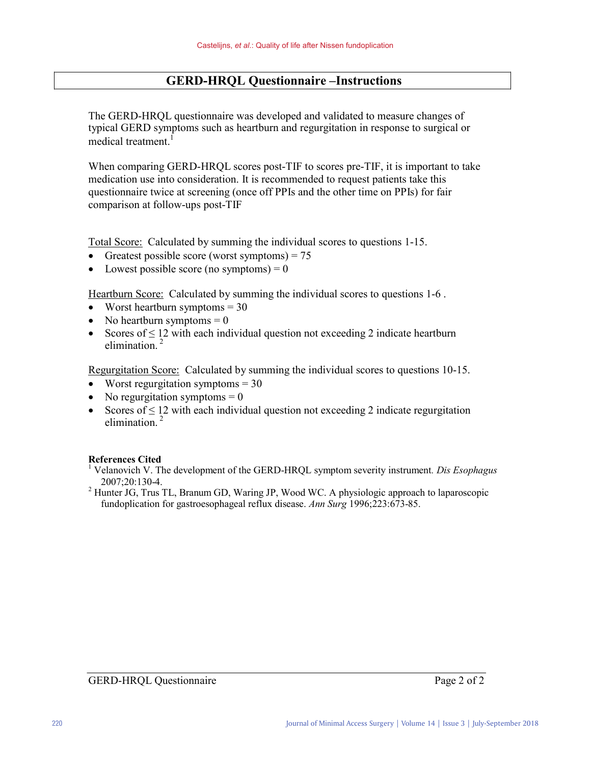# GERD-HRQL Questionnaire –Instructions

The GERD-HRQL questionnaire was developed and validated to measure changes of typical GERD symptoms such as heartburn and regurgitation in response to surgical or medical treatment.[1]

When comparing GERD-HRQL scores post-TIF to scores pre-TIF, it is important to take medication use into consideration. It is recommended to request patients take this questionnaire twice at screening (once off PPIs and the other time on PPIs) for fair comparison at follow-ups post-TIF

Total Score: Calculated by summing the individual scores to questions 1-15.

- Greatest possible score (worst symptoms) = 75
- Lowest possible score (no symptoms) = 0

Heartburn Score: Calculated by summing the individual scores to questions 1-6 .

- Worst heartburn symptoms = 30
- No heartburn symptoms = 0
- Scores of ≤ 12 with each individual question not exceeding 2 indicate heartburn elimination.[2]

Regurgitation Score: Calculated by summing the individual scores to questions 10-15.

- Worst regurgitation symptoms = 30
- No regurgitation symptoms = 0
- Scores of ≤ 12 with each individual question not exceeding 2 indicate regurgitation elimination.[2]

**References Cited**

[1] Velanovich V. The development of the GERD-HRQL symptom severity instrument. *Dis Esophagus* 2007;20:130-4.

[2] Hunter JG, Trus TL, Branum GD, Waring JP, Wood WC. A physiologic approach to laparoscopic fundoplication for gastroesophageal reflux disease. *Ann Surg* 1996;223:673-85.